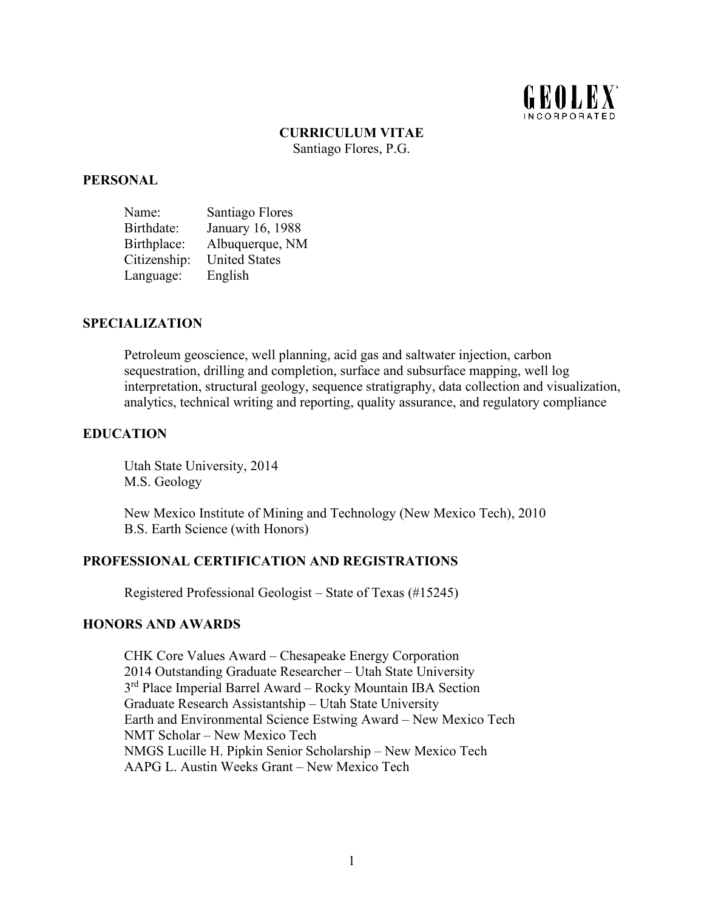GEOLEX INCORPORATED

# CURRICULUM VITAE

Santiago Flores, P.G.

## PERSONAL

| | |
|---|---|
| Name: | Santiago Flores |
| Birthdate: | January 16, 1988 |
| Birthplace: | Albuquerque, NM |
| Citizenship: | United States |
| Language: | English |

## SPECIALIZATION

Petroleum geoscience, well planning, acid gas and saltwater injection, carbon sequestration, drilling and completion, surface and subsurface mapping, well log interpretation, structural geology, sequence stratigraphy, data collection and visualization, analytics, technical writing and reporting, quality assurance, and regulatory compliance

## EDUCATION

Utah State University, 2014
M.S. Geology

New Mexico Institute of Mining and Technology (New Mexico Tech), 2010
B.S. Earth Science (with Honors)

## PROFESSIONAL CERTIFICATION AND REGISTRATIONS

Registered Professional Geologist – State of Texas (#15245)

## HONORS AND AWARDS

CHK Core Values Award – Chesapeake Energy Corporation
2014 Outstanding Graduate Researcher – Utah State University
3rd Place Imperial Barrel Award – Rocky Mountain IBA Section
Graduate Research Assistantship – Utah State University
Earth and Environmental Science Estwing Award – New Mexico Tech
NMT Scholar – New Mexico Tech
NMGS Lucille H. Pipkin Senior Scholarship – New Mexico Tech
AAPG L. Austin Weeks Grant – New Mexico Tech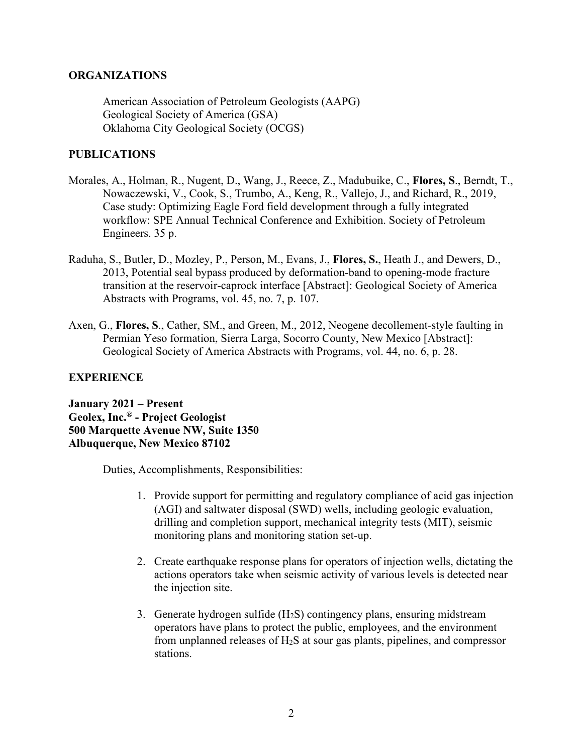## ORGANIZATIONS

American Association of Petroleum Geologists (AAPG)
Geological Society of America (GSA)
Oklahoma City Geological Society (OCGS)

## PUBLICATIONS

Morales, A., Holman, R., Nugent, D., Wang, J., Reece, Z., Madubuike, C., **Flores, S**., Berndt, T., Nowaczewski, V., Cook, S., Trumbo, A., Keng, R., Vallejo, J., and Richard, R., 2019, Case study: Optimizing Eagle Ford field development through a fully integrated workflow: SPE Annual Technical Conference and Exhibition. Society of Petroleum Engineers. 35 p.

Raduha, S., Butler, D., Mozley, P., Person, M., Evans, J., **Flores, S.**, Heath J., and Dewers, D., 2013, Potential seal bypass produced by deformation-band to opening-mode fracture transition at the reservoir-caprock interface [Abstract]: Geological Society of America Abstracts with Programs, vol. 45, no. 7, p. 107.

Axen, G., **Flores, S**., Cather, SM., and Green, M., 2012, Neogene decollement-style faulting in Permian Yeso formation, Sierra Larga, Socorro County, New Mexico [Abstract]: Geological Society of America Abstracts with Programs, vol. 44, no. 6, p. 28.

## EXPERIENCE

**January 2021 – Present**
**Geolex, Inc.® - Project Geologist**
**500 Marquette Avenue NW, Suite 1350**
**Albuquerque, New Mexico 87102**

Duties, Accomplishments, Responsibilities:

1. Provide support for permitting and regulatory compliance of acid gas injection (AGI) and saltwater disposal (SWD) wells, including geologic evaluation, drilling and completion support, mechanical integrity tests (MIT), seismic monitoring plans and monitoring station set-up.

2. Create earthquake response plans for operators of injection wells, dictating the actions operators take when seismic activity of various levels is detected near the injection site.

3. Generate hydrogen sulfide ($H_2S$) contingency plans, ensuring midstream operators have plans to protect the public, employees, and the environment from unplanned releases of $H_2S$ at sour gas plants, pipelines, and compressor stations.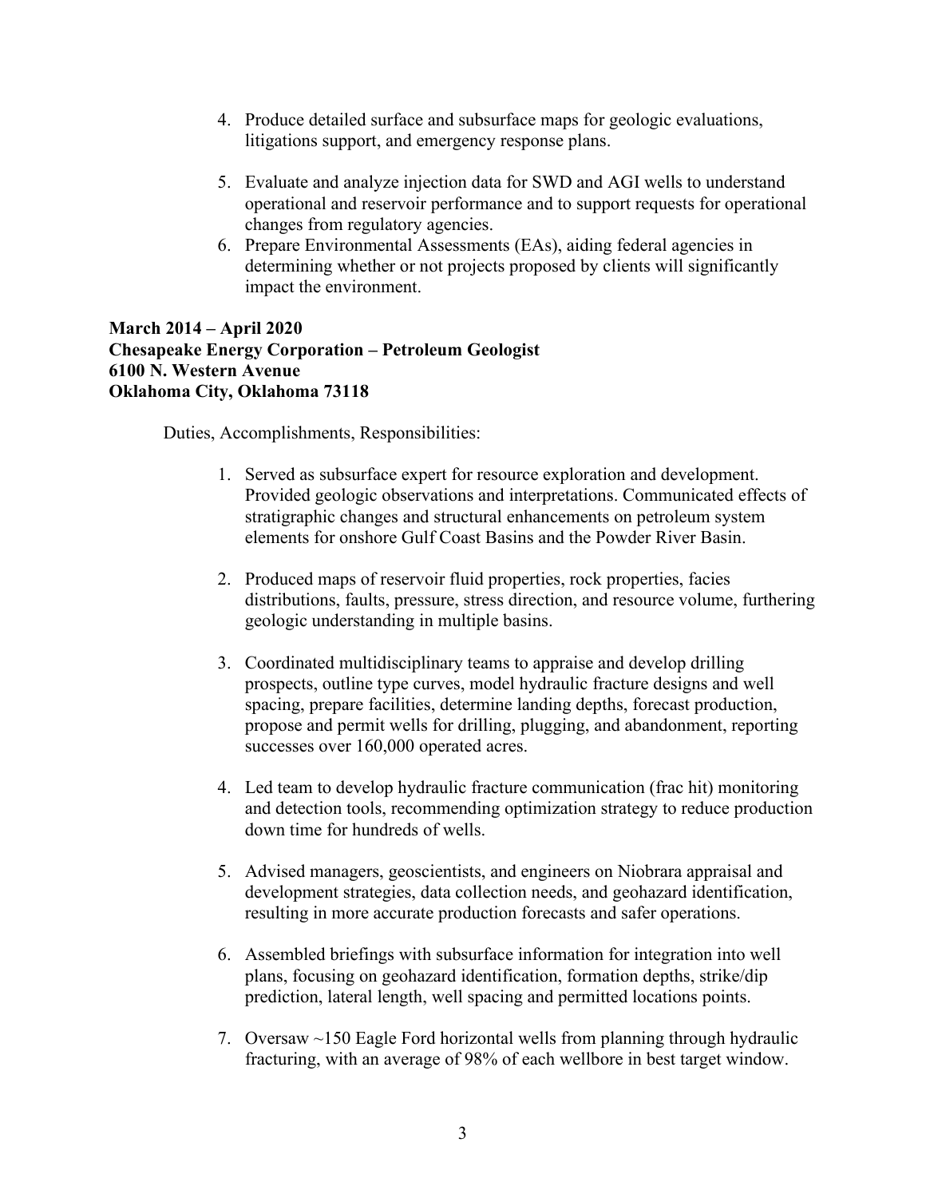4. Produce detailed surface and subsurface maps for geologic evaluations, litigations support, and emergency response plans.

5. Evaluate and analyze injection data for SWD and AGI wells to understand operational and reservoir performance and to support requests for operational changes from regulatory agencies.
6. Prepare Environmental Assessments (EAs), aiding federal agencies in determining whether or not projects proposed by clients will significantly impact the environment.

**March 2014 – April 2020**
**Chesapeake Energy Corporation – Petroleum Geologist**
**6100 N. Western Avenue**
**Oklahoma City, Oklahoma 73118**

Duties, Accomplishments, Responsibilities:

1. Served as subsurface expert for resource exploration and development. Provided geologic observations and interpretations. Communicated effects of stratigraphic changes and structural enhancements on petroleum system elements for onshore Gulf Coast Basins and the Powder River Basin.

2. Produced maps of reservoir fluid properties, rock properties, facies distributions, faults, pressure, stress direction, and resource volume, furthering geologic understanding in multiple basins.

3. Coordinated multidisciplinary teams to appraise and develop drilling prospects, outline type curves, model hydraulic fracture designs and well spacing, prepare facilities, determine landing depths, forecast production, propose and permit wells for drilling, plugging, and abandonment, reporting successes over 160,000 operated acres.

4. Led team to develop hydraulic fracture communication (frac hit) monitoring and detection tools, recommending optimization strategy to reduce production down time for hundreds of wells.

5. Advised managers, geoscientists, and engineers on Niobrara appraisal and development strategies, data collection needs, and geohazard identification, resulting in more accurate production forecasts and safer operations.

6. Assembled briefings with subsurface information for integration into well plans, focusing on geohazard identification, formation depths, strike/dip prediction, lateral length, well spacing and permitted locations points.

7. Oversaw ~150 Eagle Ford horizontal wells from planning through hydraulic fracturing, with an average of 98% of each wellbore in best target window.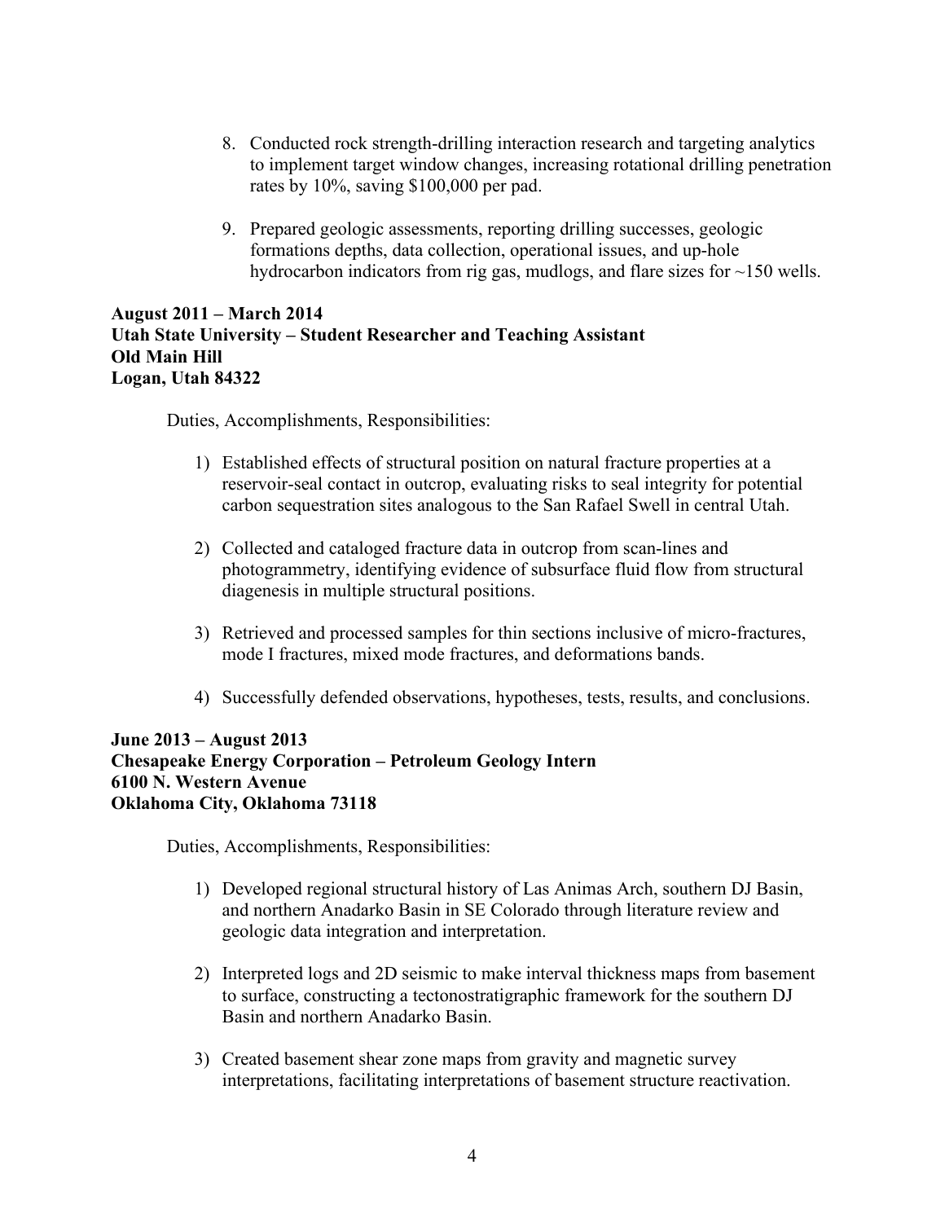8. Conducted rock strength-drilling interaction research and targeting analytics to implement target window changes, increasing rotational drilling penetration rates by 10%, saving $100,000 per pad.

9. Prepared geologic assessments, reporting drilling successes, geologic formations depths, data collection, operational issues, and up-hole hydrocarbon indicators from rig gas, mudlogs, and flare sizes for ~150 wells.

**August 2011 – March 2014**
**Utah State University – Student Researcher and Teaching Assistant**
**Old Main Hill**
**Logan, Utah 84322**

Duties, Accomplishments, Responsibilities:

1) Established effects of structural position on natural fracture properties at a reservoir-seal contact in outcrop, evaluating risks to seal integrity for potential carbon sequestration sites analogous to the San Rafael Swell in central Utah.

2) Collected and cataloged fracture data in outcrop from scan-lines and photogrammetry, identifying evidence of subsurface fluid flow from structural diagenesis in multiple structural positions.

3) Retrieved and processed samples for thin sections inclusive of micro-fractures, mode I fractures, mixed mode fractures, and deformations bands.

4) Successfully defended observations, hypotheses, tests, results, and conclusions.

**June 2013 – August 2013**
**Chesapeake Energy Corporation – Petroleum Geology Intern**
**6100 N. Western Avenue**
**Oklahoma City, Oklahoma 73118**

Duties, Accomplishments, Responsibilities:

1) Developed regional structural history of Las Animas Arch, southern DJ Basin, and northern Anadarko Basin in SE Colorado through literature review and geologic data integration and interpretation.

2) Interpreted logs and 2D seismic to make interval thickness maps from basement to surface, constructing a tectonostratigraphic framework for the southern DJ Basin and northern Anadarko Basin.

3) Created basement shear zone maps from gravity and magnetic survey interpretations, facilitating interpretations of basement structure reactivation.